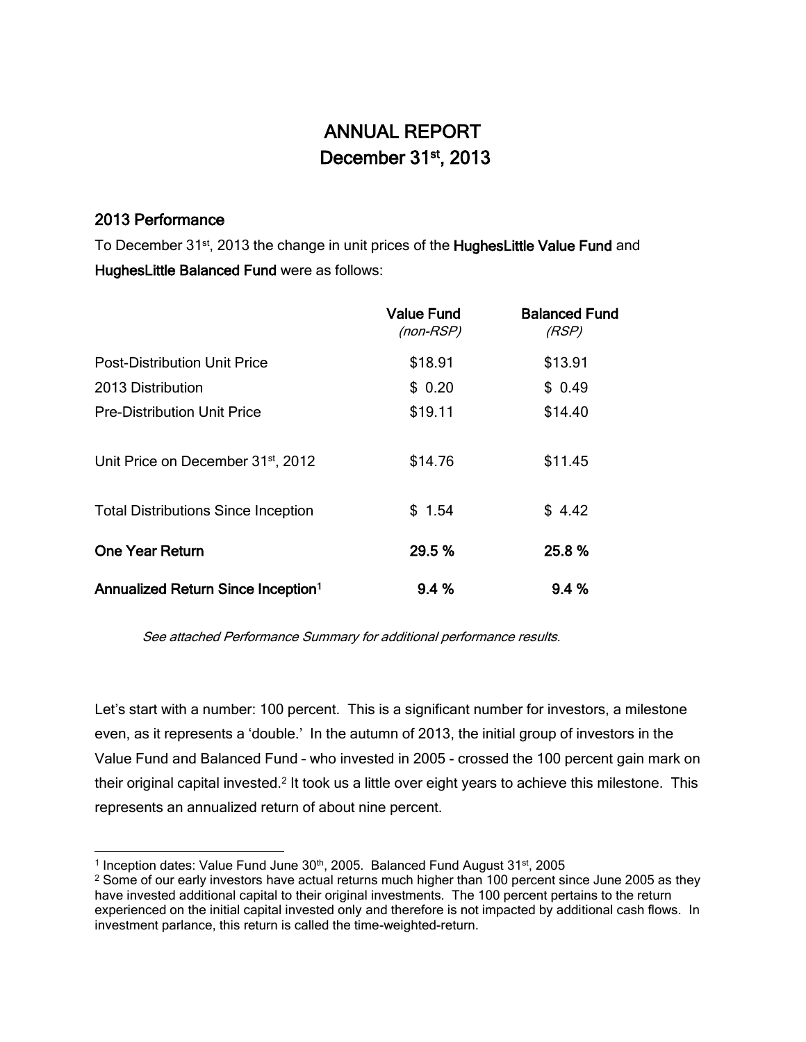# ANNUAL REPORT
# December 31st, 2013

## 2013 Performance

To December 31st, 2013 the change in unit prices of the **HughesLittle Value Fund** and **HughesLittle Balanced Fund** were as follows:

| | **Value Fund** *(non-RSP)* | **Balanced Fund** *(RSP)* |
|---|---|---|
| Post-Distribution Unit Price | $18.91 | $13.91 |
| 2013 Distribution | $ 0.20 | $ 0.49 |
| Pre-Distribution Unit Price | $19.11 | $14.40 |
| Unit Price on December 31st, 2012 | $14.76 | $11.45 |
| Total Distributions Since Inception | $ 1.54 | $ 4.42 |
| **One Year Return** | **29.5 %** | **25.8 %** |
| **Annualized Return Since Inception[1]** | **9.4 %** | **9.4 %** |

*See attached Performance Summary for additional performance results.*

Let's start with a number: 100 percent. This is a significant number for investors, a milestone even, as it represents a 'double.' In the autumn of 2013, the initial group of investors in the Value Fund and Balanced Fund – who invested in 2005 - crossed the 100 percent gain mark on their original capital invested.[2] It took us a little over eight years to achieve this milestone. This represents an annualized return of about nine percent.

---

[1] Inception dates: Value Fund June 30th, 2005. Balanced Fund August 31st, 2005

[2] Some of our early investors have actual returns much higher than 100 percent since June 2005 as they have invested additional capital to their original investments. The 100 percent pertains to the return experienced on the initial capital invested only and therefore is not impacted by additional cash flows. In investment parlance, this return is called the time-weighted-return.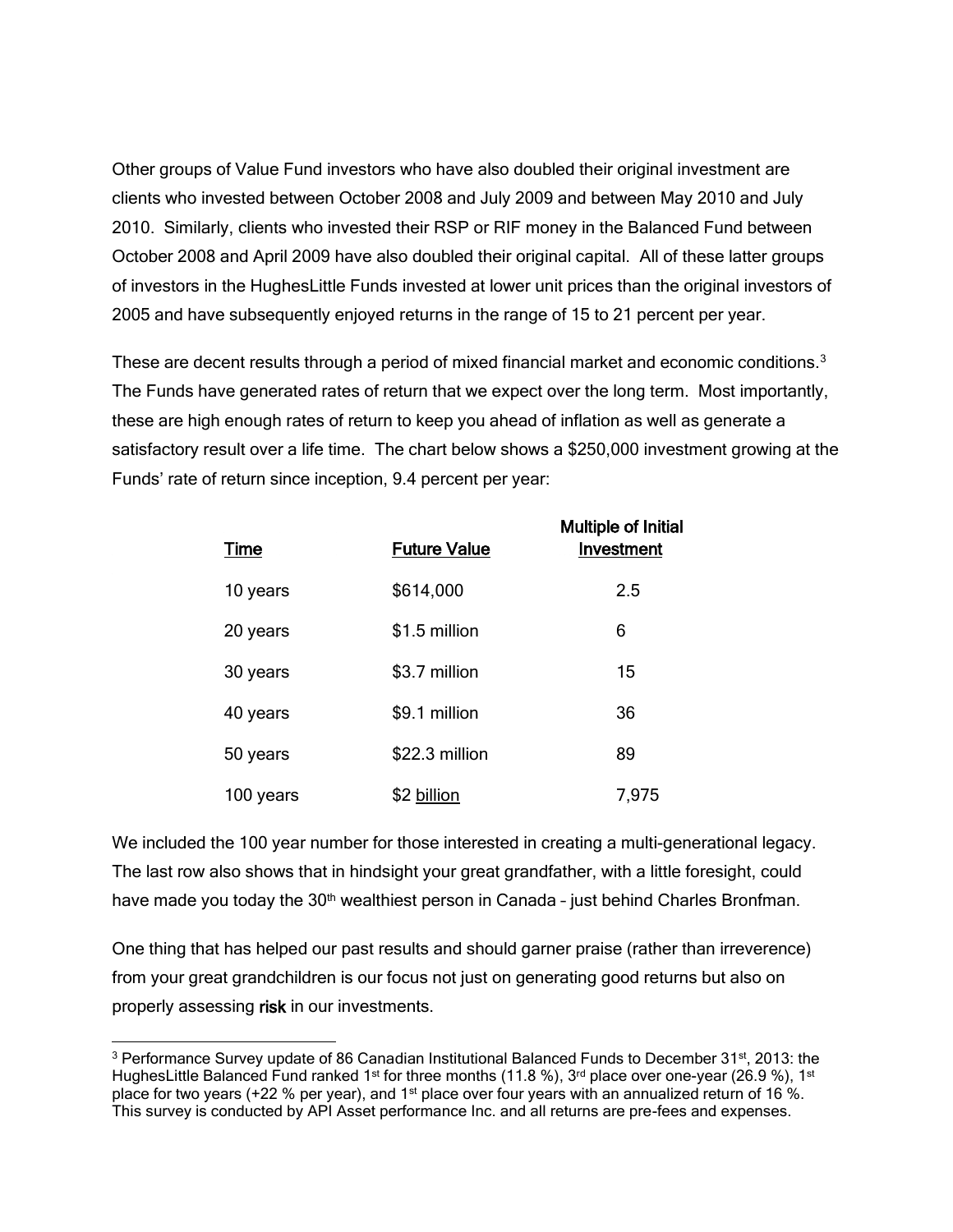Other groups of Value Fund investors who have also doubled their original investment are clients who invested between October 2008 and July 2009 and between May 2010 and July 2010. Similarly, clients who invested their RSP or RIF money in the Balanced Fund between October 2008 and April 2009 have also doubled their original capital. All of these latter groups of investors in the HughesLittle Funds invested at lower unit prices than the original investors of 2005 and have subsequently enjoyed returns in the range of 15 to 21 percent per year.

These are decent results through a period of mixed financial market and economic conditions.[3] The Funds have generated rates of return that we expect over the long term. Most importantly, these are high enough rates of return to keep you ahead of inflation as well as generate a satisfactory result over a life time. The chart below shows a $250,000 investment growing at the Funds' rate of return since inception, 9.4 percent per year:

| Time | Future Value | Multiple of Initial Investment |
|---|---|---|
| 10 years | $614,000 | 2.5 |
| 20 years | $1.5 million | 6 |
| 30 years | $3.7 million | 15 |
| 40 years | $9.1 million | 36 |
| 50 years | $22.3 million | 89 |
| 100 years | $2 billion | 7,975 |

We included the 100 year number for those interested in creating a multi-generational legacy. The last row also shows that in hindsight your great grandfather, with a little foresight, could have made you today the 30th wealthiest person in Canada – just behind Charles Bronfman.

One thing that has helped our past results and should garner praise (rather than irreverence) from your great grandchildren is our focus not just on generating good returns but also on properly assessing **risk** in our investments.

---

[3] Performance Survey update of 86 Canadian Institutional Balanced Funds to December 31st, 2013: the HughesLittle Balanced Fund ranked 1st for three months (11.8 %), 3rd place over one-year (26.9 %), 1st place for two years (+22 % per year), and 1st place over four years with an annualized return of 16 %. This survey is conducted by API Asset performance Inc. and all returns are pre-fees and expenses.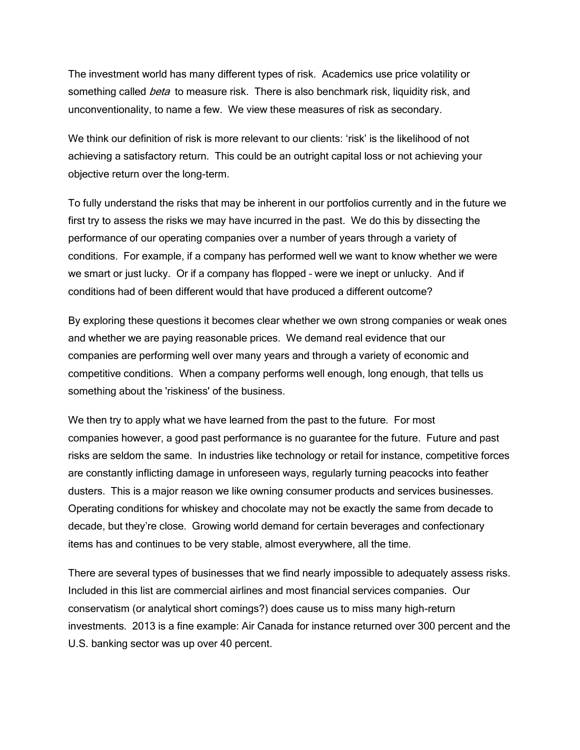The investment world has many different types of risk. Academics use price volatility or something called *beta* to measure risk. There is also benchmark risk, liquidity risk, and unconventionality, to name a few. We view these measures of risk as secondary.

We think our definition of risk is more relevant to our clients: 'risk' is the likelihood of not achieving a satisfactory return. This could be an outright capital loss or not achieving your objective return over the long-term.

To fully understand the risks that may be inherent in our portfolios currently and in the future we first try to assess the risks we may have incurred in the past. We do this by dissecting the performance of our operating companies over a number of years through a variety of conditions. For example, if a company has performed well we want to know whether we were we smart or just lucky. Or if a company has flopped – were we inept or unlucky. And if conditions had of been different would that have produced a different outcome?

By exploring these questions it becomes clear whether we own strong companies or weak ones and whether we are paying reasonable prices. We demand real evidence that our companies are performing well over many years and through a variety of economic and competitive conditions. When a company performs well enough, long enough, that tells us something about the 'riskiness' of the business.

We then try to apply what we have learned from the past to the future. For most companies however, a good past performance is no guarantee for the future. Future and past risks are seldom the same. In industries like technology or retail for instance, competitive forces are constantly inflicting damage in unforeseen ways, regularly turning peacocks into feather dusters. This is a major reason we like owning consumer products and services businesses. Operating conditions for whiskey and chocolate may not be exactly the same from decade to decade, but they're close. Growing world demand for certain beverages and confectionary items has and continues to be very stable, almost everywhere, all the time.

There are several types of businesses that we find nearly impossible to adequately assess risks. Included in this list are commercial airlines and most financial services companies. Our conservatism (or analytical short comings?) does cause us to miss many high-return investments. 2013 is a fine example: Air Canada for instance returned over 300 percent and the U.S. banking sector was up over 40 percent.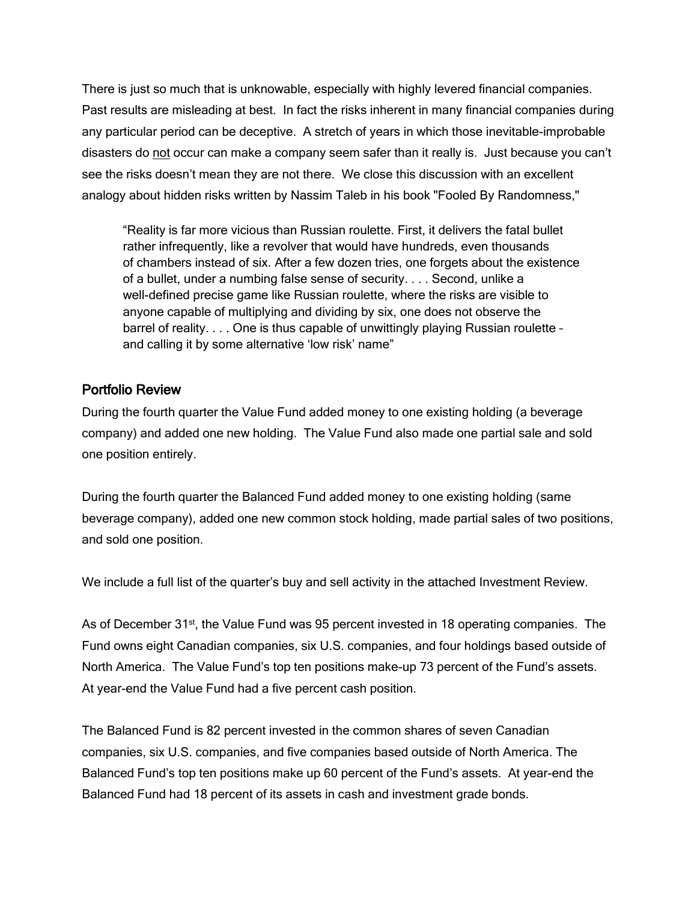There is just so much that is unknowable, especially with highly levered financial companies. Past results are misleading at best. In fact the risks inherent in many financial companies during any particular period can be deceptive. A stretch of years in which those inevitable-improbable disasters do <u>not</u> occur can make a company seem safer than it really is. Just because you can't see the risks doesn't mean they are not there. We close this discussion with an excellent analogy about hidden risks written by Nassim Taleb in his book "Fooled By Randomness,"

> "Reality is far more vicious than Russian roulette. First, it delivers the fatal bullet rather infrequently, like a revolver that would have hundreds, even thousands of chambers instead of six. After a few dozen tries, one forgets about the existence of a bullet, under a numbing false sense of security. . . . Second, unlike a well-defined precise game like Russian roulette, where the risks are visible to anyone capable of multiplying and dividing by six, one does not observe the barrel of reality. . . . One is thus capable of unwittingly playing Russian roulette – and calling it by some alternative 'low risk' name"

## Portfolio Review

During the fourth quarter the Value Fund added money to one existing holding (a beverage company) and added one new holding. The Value Fund also made one partial sale and sold one position entirely.

During the fourth quarter the Balanced Fund added money to one existing holding (same beverage company), added one new common stock holding, made partial sales of two positions, and sold one position.

We include a full list of the quarter's buy and sell activity in the attached Investment Review.

As of December 31st, the Value Fund was 95 percent invested in 18 operating companies. The Fund owns eight Canadian companies, six U.S. companies, and four holdings based outside of North America. The Value Fund's top ten positions make-up 73 percent of the Fund's assets. At year-end the Value Fund had a five percent cash position.

The Balanced Fund is 82 percent invested in the common shares of seven Canadian companies, six U.S. companies, and five companies based outside of North America. The Balanced Fund's top ten positions make up 60 percent of the Fund's assets. At year-end the Balanced Fund had 18 percent of its assets in cash and investment grade bonds.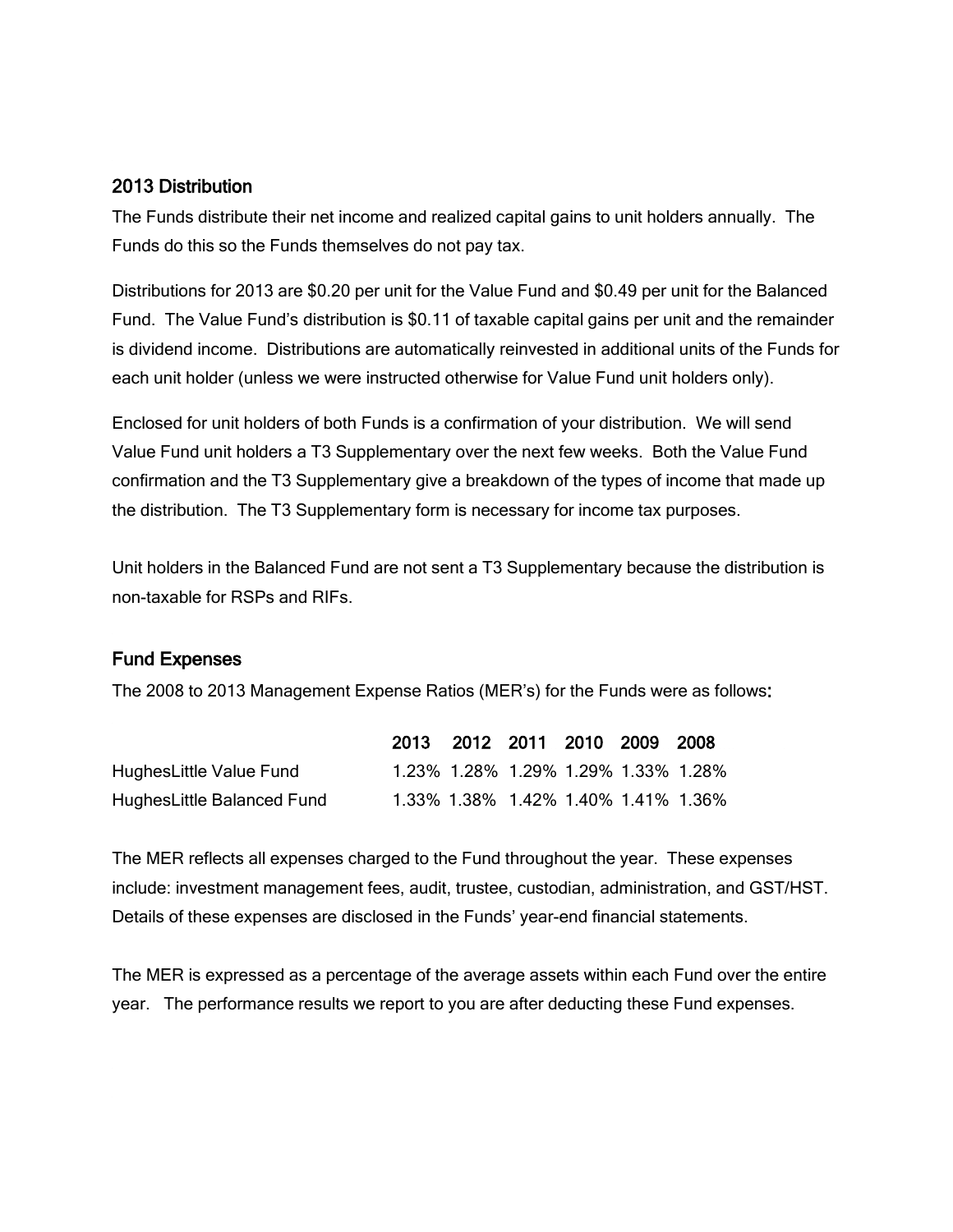## 2013 Distribution

The Funds distribute their net income and realized capital gains to unit holders annually. The Funds do this so the Funds themselves do not pay tax.

Distributions for 2013 are $0.20 per unit for the Value Fund and $0.49 per unit for the Balanced Fund. The Value Fund's distribution is $0.11 of taxable capital gains per unit and the remainder is dividend income. Distributions are automatically reinvested in additional units of the Funds for each unit holder (unless we were instructed otherwise for Value Fund unit holders only).

Enclosed for unit holders of both Funds is a confirmation of your distribution. We will send Value Fund unit holders a T3 Supplementary over the next few weeks. Both the Value Fund confirmation and the T3 Supplementary give a breakdown of the types of income that made up the distribution. The T3 Supplementary form is necessary for income tax purposes.

Unit holders in the Balanced Fund are not sent a T3 Supplementary because the distribution is non-taxable for RSPs and RIFs.

## Fund Expenses

The 2008 to 2013 Management Expense Ratios (MER's) for the Funds were as follows:

| | 2013 | 2012 | 2011 | 2010 | 2009 | 2008 |
|---|---|---|---|---|---|---|
| HughesLittle Value Fund | 1.23% | 1.28% | 1.29% | 1.29% | 1.33% | 1.28% |
| HughesLittle Balanced Fund | 1.33% | 1.38% | 1.42% | 1.40% | 1.41% | 1.36% |

The MER reflects all expenses charged to the Fund throughout the year. These expenses include: investment management fees, audit, trustee, custodian, administration, and GST/HST. Details of these expenses are disclosed in the Funds' year-end financial statements.

The MER is expressed as a percentage of the average assets within each Fund over the entire year. The performance results we report to you are after deducting these Fund expenses.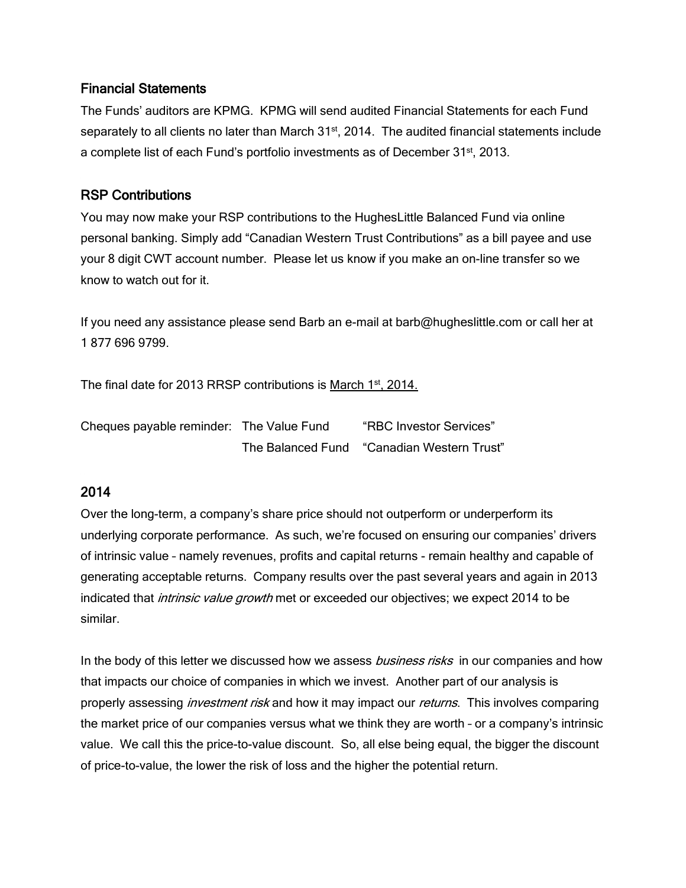## Financial Statements

The Funds' auditors are KPMG. KPMG will send audited Financial Statements for each Fund separately to all clients no later than March 31st, 2014. The audited financial statements include a complete list of each Fund's portfolio investments as of December 31st, 2013.

## RSP Contributions

You may now make your RSP contributions to the HughesLittle Balanced Fund via online personal banking. Simply add "Canadian Western Trust Contributions" as a bill payee and use your 8 digit CWT account number. Please let us know if you make an on-line transfer so we know to watch out for it.

If you need any assistance please send Barb an e-mail at barb@hugheslittle.com or call her at 1 877 696 9799.

The final date for 2013 RRSP contributions is <u>March 1st, 2014.</u>

| Cheques payable reminder: | The Value Fund | "RBC Investor Services" |
|---|---|---|
| | The Balanced Fund | "Canadian Western Trust" |

## 2014

Over the long-term, a company's share price should not outperform or underperform its underlying corporate performance. As such, we're focused on ensuring our companies' drivers of intrinsic value – namely revenues, profits and capital returns - remain healthy and capable of generating acceptable returns. Company results over the past several years and again in 2013 indicated that *intrinsic value growth* met or exceeded our objectives; we expect 2014 to be similar.

In the body of this letter we discussed how we assess *business risks* in our companies and how that impacts our choice of companies in which we invest. Another part of our analysis is properly assessing *investment risk* and how it may impact our *returns*. This involves comparing the market price of our companies versus what we think they are worth – or a company's intrinsic value. We call this the price-to-value discount. So, all else being equal, the bigger the discount of price-to-value, the lower the risk of loss and the higher the potential return.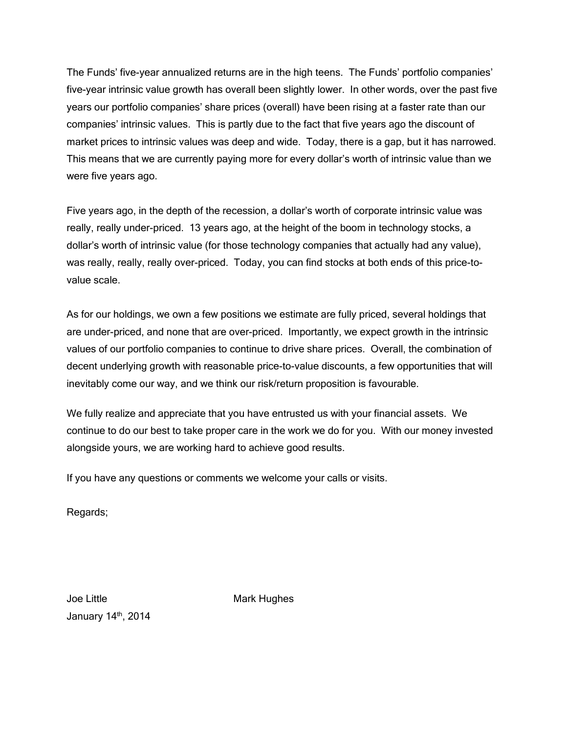The Funds' five-year annualized returns are in the high teens. The Funds' portfolio companies' five-year intrinsic value growth has overall been slightly lower. In other words, over the past five years our portfolio companies' share prices (overall) have been rising at a faster rate than our companies' intrinsic values. This is partly due to the fact that five years ago the discount of market prices to intrinsic values was deep and wide. Today, there is a gap, but it has narrowed. This means that we are currently paying more for every dollar's worth of intrinsic value than we were five years ago.

Five years ago, in the depth of the recession, a dollar's worth of corporate intrinsic value was really, really under-priced. 13 years ago, at the height of the boom in technology stocks, a dollar's worth of intrinsic value (for those technology companies that actually had any value), was really, really, really over-priced. Today, you can find stocks at both ends of this price-to-value scale.

As for our holdings, we own a few positions we estimate are fully priced, several holdings that are under-priced, and none that are over-priced. Importantly, we expect growth in the intrinsic values of our portfolio companies to continue to drive share prices. Overall, the combination of decent underlying growth with reasonable price-to-value discounts, a few opportunities that will inevitably come our way, and we think our risk/return proposition is favourable.

We fully realize and appreciate that you have entrusted us with your financial assets. We continue to do our best to take proper care in the work we do for you. With our money invested alongside yours, we are working hard to achieve good results.

If you have any questions or comments we welcome your calls or visits.

Regards;

Joe Little　　　　　　　Mark Hughes

January 14th, 2014